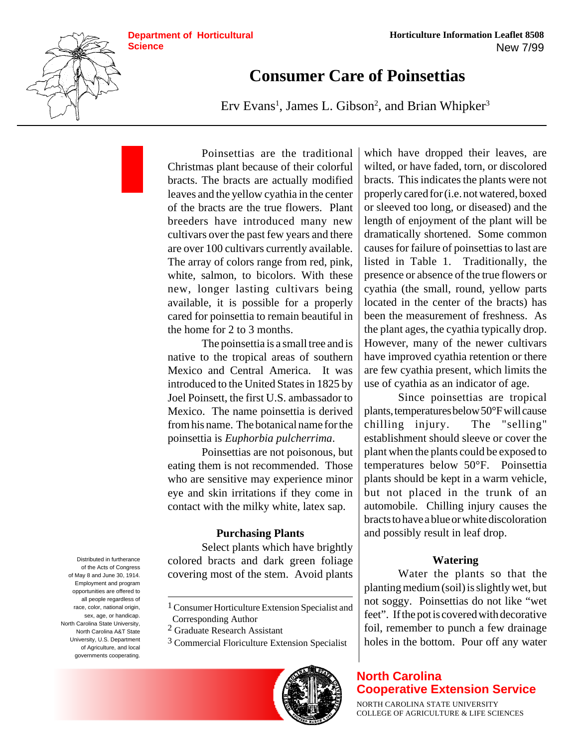Department of Horticultural Science

Horticulture Information Leaflet 8508
New 7/99

# Consumer Care of Poinsettias

Erv Evans[1], James L. Gibson[2], and Brian Whipker[3]

Poinsettias are the traditional Christmas plant because of their colorful bracts. The bracts are actually modified leaves and the yellow cyathia in the center of the bracts are the true flowers. Plant breeders have introduced many new cultivars over the past few years and there are over 100 cultivars currently available. The array of colors range from red, pink, white, salmon, to bicolors. With these new, longer lasting cultivars being available, it is possible for a properly cared for poinsettia to remain beautiful in the home for 2 to 3 months.

The poinsettia is a small tree and is native to the tropical areas of southern Mexico and Central America. It was introduced to the United States in 1825 by Joel Poinsett, the first U.S. ambassador to Mexico. The name poinsettia is derived from his name. The botanical name for the poinsettia is *Euphorbia pulcherrima*.

Poinsettias are not poisonous, but eating them is not recommended. Those who are sensitive may experience minor eye and skin irritations if they come in contact with the milky white, latex sap.

### Purchasing Plants

Select plants which have brightly colored bracts and dark green foliage covering most of the stem. Avoid plants which have dropped their leaves, are wilted, or have faded, torn, or discolored bracts. This indicates the plants were not properly cared for (i.e. not watered, boxed or sleeved too long, or diseased) and the length of enjoyment of the plant will be dramatically shortened. Some common causes for failure of poinsettias to last are listed in Table 1. Traditionally, the presence or absence of the true flowers or cyathia (the small, round, yellow parts located in the center of the bracts) has been the measurement of freshness. As the plant ages, the cyathia typically drop. However, many of the newer cultivars have improved cyathia retention or there are few cyathia present, which limits the use of cyathia as an indicator of age.

Since poinsettias are tropical plants, temperatures below 50°F will cause chilling injury. The "selling" establishment should sleeve or cover the plant when the plants could be exposed to temperatures below 50°F. Poinsettia plants should be kept in a warm vehicle, but not placed in the trunk of an automobile. Chilling injury causes the bracts to have a blue or white discoloration and possibly result in leaf drop.

### Watering

Water the plants so that the planting medium (soil) is slightly wet, but not soggy. Poinsettias do not like "wet feet". If the pot is covered with decorative foil, remember to punch a few drainage holes in the bottom. Pour off any water

---

[1] Consumer Horticulture Extension Specialist and Corresponding Author
[2] Graduate Research Assistant
[3] Commercial Floriculture Extension Specialist

Distributed in furtherance of the Acts of Congress of May 8 and June 30, 1914. Employment and program opportunities are offered to all people regardless of race, color, national origin, sex, age, or handicap. North Carolina State University, North Carolina A&T State University, U.S. Department of Agriculture, and local governments cooperating.

North Carolina Cooperative Extension Service
NORTH CAROLINA STATE UNIVERSITY
COLLEGE OF AGRICULTURE & LIFE SCIENCES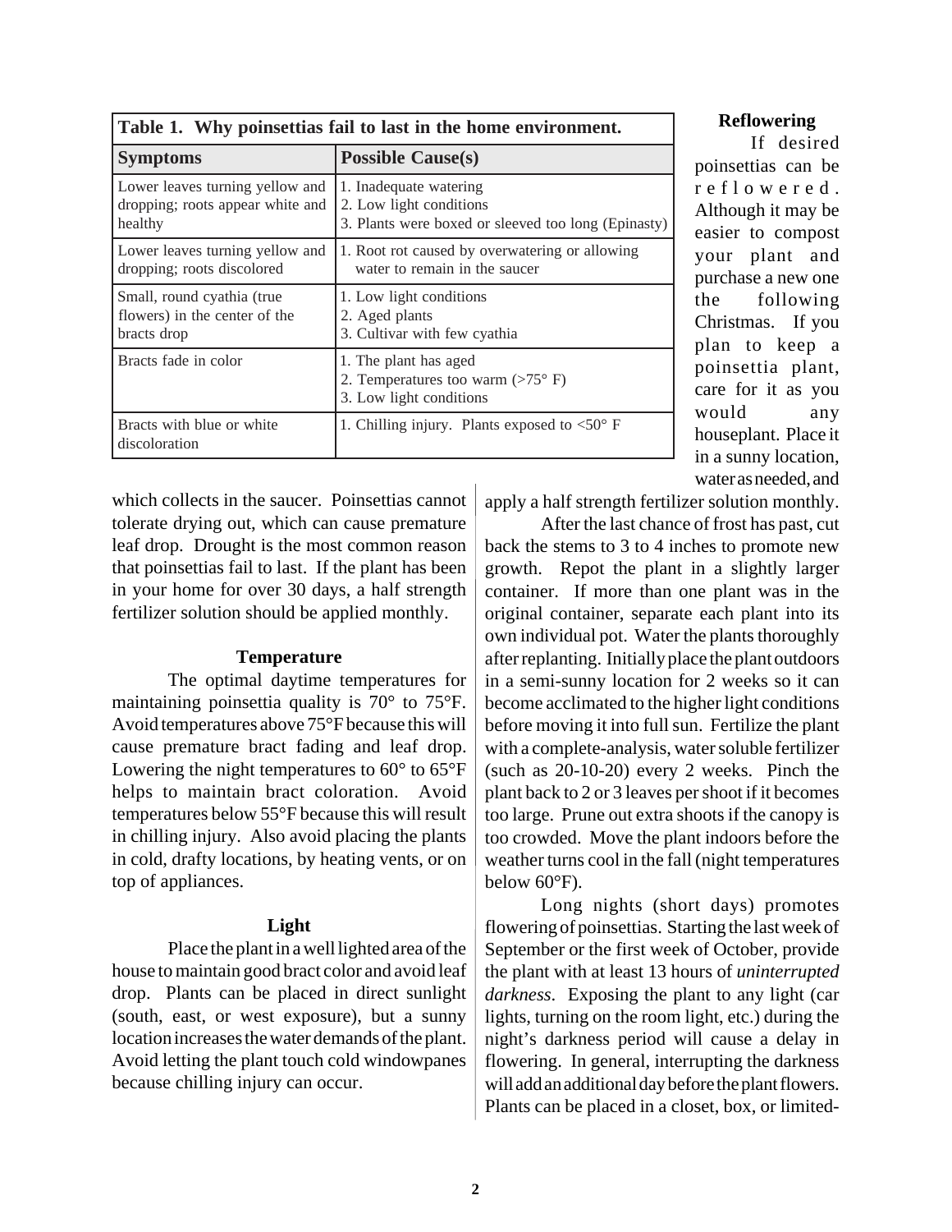| Table 1. Why poinsettias fail to last in the home environment. | |
|---|---|
| **Symptoms** | **Possible Cause(s)** |
| Lower leaves turning yellow and dropping; roots appear white and healthy | 1. Inadequate watering<br>2. Low light conditions<br>3. Plants were boxed or sleeved too long (Epinasty) |
| Lower leaves turning yellow and dropping; roots discolored | 1. Root rot caused by overwatering or allowing water to remain in the saucer |
| Small, round cyathia (true flowers) in the center of the bracts drop | 1. Low light conditions<br>2. Aged plants<br>3. Cultivar with few cyathia |
| Bracts fade in color | 1. The plant has aged<br>2. Temperatures too warm (>75° F)<br>3. Low light conditions |
| Bracts with blue or white discoloration | 1. Chilling injury. Plants exposed to <50° F |

which collects in the saucer. Poinsettias cannot tolerate drying out, which can cause premature leaf drop. Drought is the most common reason that poinsettias fail to last. If the plant has been in your home for over 30 days, a half strength fertilizer solution should be applied monthly.

### Temperature

The optimal daytime temperatures for maintaining poinsettia quality is 70° to 75°F. Avoid temperatures above 75°F because this will cause premature bract fading and leaf drop. Lowering the night temperatures to 60° to 65°F helps to maintain bract coloration. Avoid temperatures below 55°F because this will result in chilling injury. Also avoid placing the plants in cold, drafty locations, by heating vents, or on top of appliances.

### Light

Place the plant in a well lighted area of the house to maintain good bract color and avoid leaf drop. Plants can be placed in direct sunlight (south, east, or west exposure), but a sunny location increases the water demands of the plant. Avoid letting the plant touch cold windowpanes because chilling injury can occur.

### Reflowering

If desired poinsettias can be reflowered. Although it may be easier to compost your plant and purchase a new one the following Christmas. If you plan to keep a poinsettia plant, care for it as you would any houseplant. Place it in a sunny location, water as needed, and apply a half strength fertilizer solution monthly.

After the last chance of frost has past, cut back the stems to 3 to 4 inches to promote new growth. Repot the plant in a slightly larger container. If more than one plant was in the original container, separate each plant into its own individual pot. Water the plants thoroughly after replanting. Initially place the plant outdoors in a semi-sunny location for 2 weeks so it can become acclimated to the higher light conditions before moving it into full sun. Fertilize the plant with a complete-analysis, water soluble fertilizer (such as 20-10-20) every 2 weeks. Pinch the plant back to 2 or 3 leaves per shoot if it becomes too large. Prune out extra shoots if the canopy is too crowded. Move the plant indoors before the weather turns cool in the fall (night temperatures below 60°F).

Long nights (short days) promotes flowering of poinsettias. Starting the last week of September or the first week of October, provide the plant with at least 13 hours of *uninterrupted darkness*. Exposing the plant to any light (car lights, turning on the room light, etc.) during the night's darkness period will cause a delay in flowering. In general, interrupting the darkness will add an additional day before the plant flowers. Plants can be placed in a closet, box, or limited-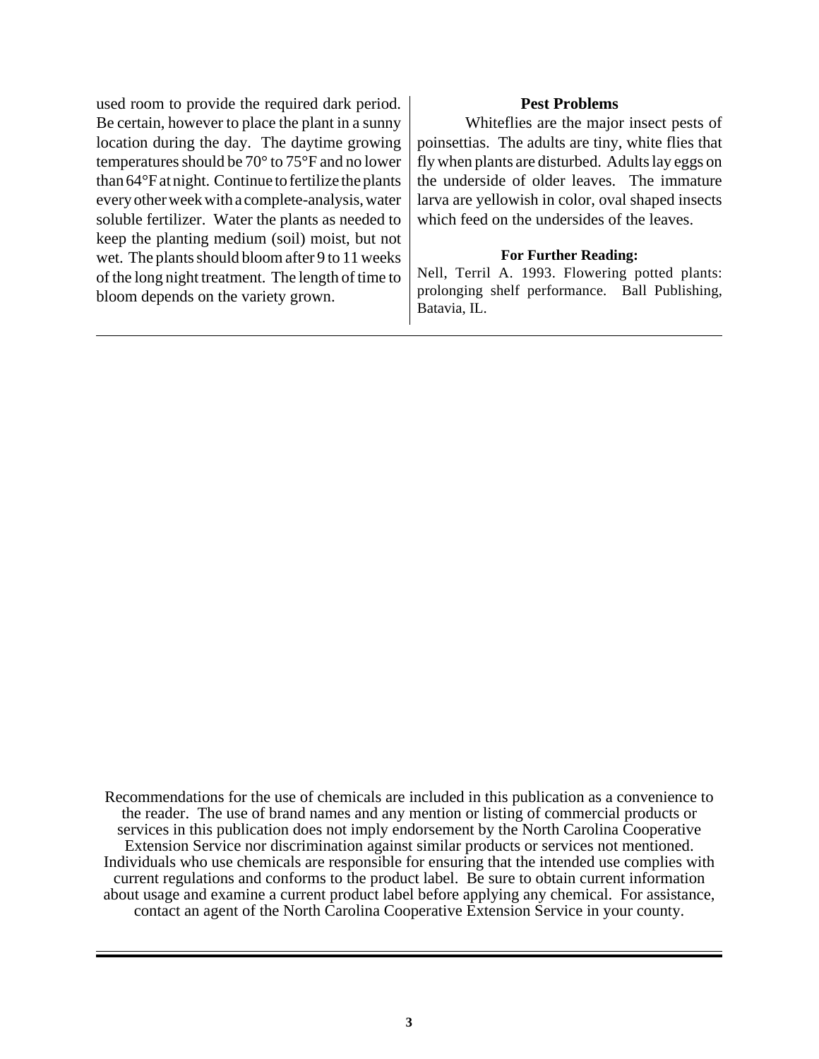used room to provide the required dark period. Be certain, however to place the plant in a sunny location during the day. The daytime growing temperatures should be 70° to 75°F and no lower than 64°F at night. Continue to fertilize the plants every other week with a complete-analysis, water soluble fertilizer. Water the plants as needed to keep the planting medium (soil) moist, but not wet. The plants should bloom after 9 to 11 weeks of the long night treatment. The length of time to bloom depends on the variety grown.

### Pest Problems

Whiteflies are the major insect pests of poinsettias. The adults are tiny, white flies that fly when plants are disturbed. Adults lay eggs on the underside of older leaves. The immature larva are yellowish in color, oval shaped insects which feed on the undersides of the leaves.

### For Further Reading:

Nell, Terril A. 1993. Flowering potted plants: prolonging shelf performance. Ball Publishing, Batavia, IL.

---

Recommendations for the use of chemicals are included in this publication as a convenience to the reader. The use of brand names and any mention or listing of commercial products or services in this publication does not imply endorsement by the North Carolina Cooperative Extension Service nor discrimination against similar products or services not mentioned. Individuals who use chemicals are responsible for ensuring that the intended use complies with current regulations and conforms to the product label. Be sure to obtain current information about usage and examine a current product label before applying any chemical. For assistance, contact an agent of the North Carolina Cooperative Extension Service in your county.